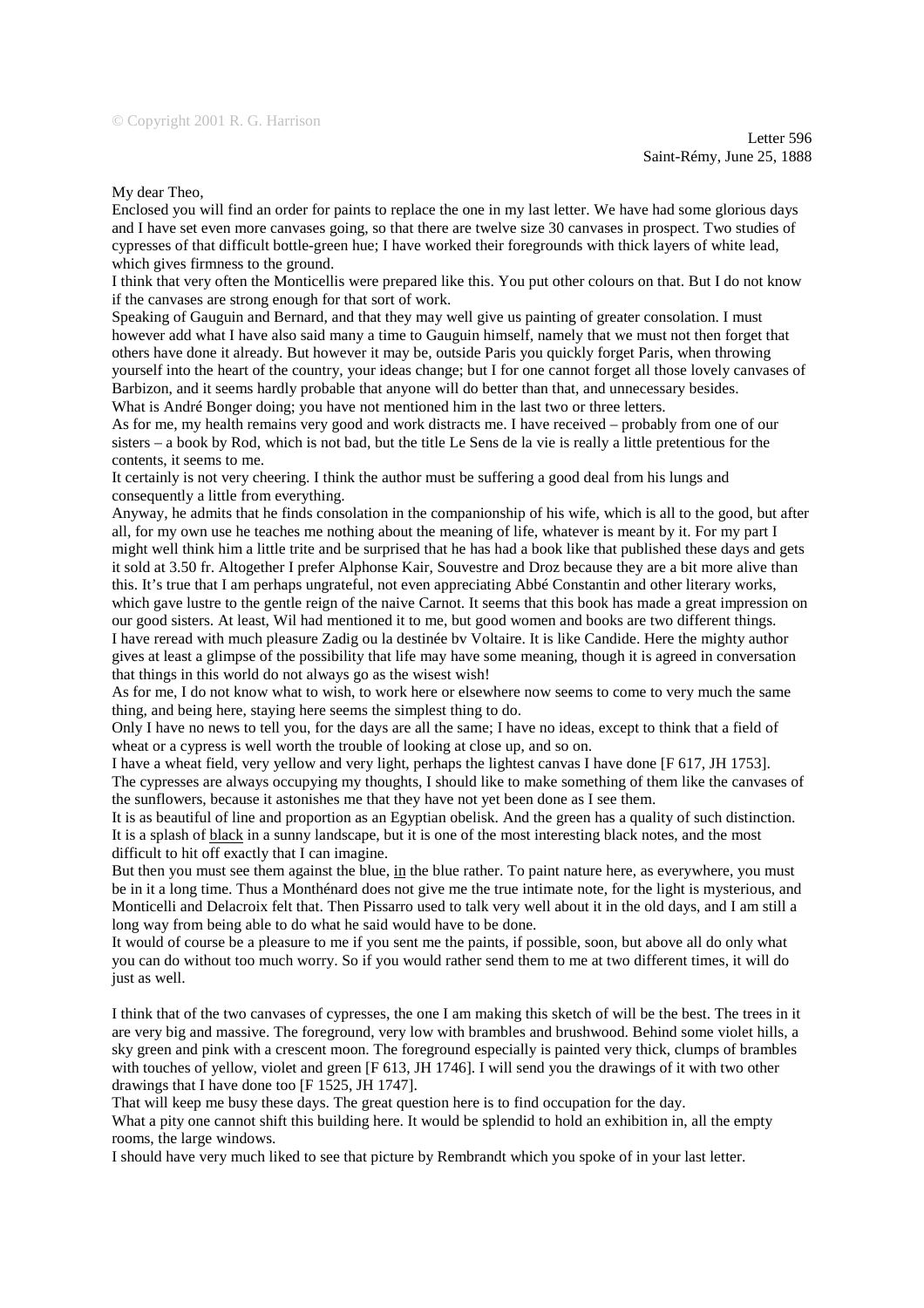© Copyright 2001 R. G. Harrison

Letter 596
Saint-Rémy, June 25, 1888

My dear Theo,

Enclosed you will find an order for paints to replace the one in my last letter. We have had some glorious days and I have set even more canvases going, so that there are twelve size 30 canvases in prospect. Two studies of cypresses of that difficult bottle-green hue; I have worked their foregrounds with thick layers of white lead, which gives firmness to the ground.

I think that very often the Monticellis were prepared like this. You put other colours on that. But I do not know if the canvases are strong enough for that sort of work.

Speaking of Gauguin and Bernard, and that they may well give us painting of greater consolation. I must however add what I have also said many a time to Gauguin himself, namely that we must not then forget that others have done it already. But however it may be, outside Paris you quickly forget Paris, when throwing yourself into the heart of the country, your ideas change; but I for one cannot forget all those lovely canvases of Barbizon, and it seems hardly probable that anyone will do better than that, and unnecessary besides.

What is André Bonger doing; you have not mentioned him in the last two or three letters.

As for me, my health remains very good and work distracts me. I have received – probably from one of our sisters – a book by Rod, which is not bad, but the title Le Sens de la vie is really a little pretentious for the contents, it seems to me.

It certainly is not very cheering. I think the author must be suffering a good deal from his lungs and consequently a little from everything.

Anyway, he admits that he finds consolation in the companionship of his wife, which is all to the good, but after all, for my own use he teaches me nothing about the meaning of life, whatever is meant by it. For my part I might well think him a little trite and be surprised that he has had a book like that published these days and gets it sold at 3.50 fr. Altogether I prefer Alphonse Kair, Souvestre and Droz because they are a bit more alive than this. It's true that I am perhaps ungrateful, not even appreciating Abbé Constantin and other literary works, which gave lustre to the gentle reign of the naive Carnot. It seems that this book has made a great impression on our good sisters. At least, Wil had mentioned it to me, but good women and books are two different things.

I have reread with much pleasure Zadig ou la destinée bv Voltaire. It is like Candide. Here the mighty author gives at least a glimpse of the possibility that life may have some meaning, though it is agreed in conversation that things in this world do not always go as the wisest wish!

As for me, I do not know what to wish, to work here or elsewhere now seems to come to very much the same thing, and being here, staying here seems the simplest thing to do.

Only I have no news to tell you, for the days are all the same; I have no ideas, except to think that a field of wheat or a cypress is well worth the trouble of looking at close up, and so on.

I have a wheat field, very yellow and very light, perhaps the lightest canvas I have done [F 617, JH 1753].

The cypresses are always occupying my thoughts, I should like to make something of them like the canvases of the sunflowers, because it astonishes me that they have not yet been done as I see them.

It is as beautiful of line and proportion as an Egyptian obelisk. And the green has a quality of such distinction. It is a splash of <u>black</u> in a sunny landscape, but it is one of the most interesting black notes, and the most difficult to hit off exactly that I can imagine.

But then you must see them against the blue, <u>in</u> the blue rather. To paint nature here, as everywhere, you must be in it a long time. Thus a Monthénard does not give me the true intimate note, for the light is mysterious, and Monticelli and Delacroix felt that. Then Pissarro used to talk very well about it in the old days, and I am still a long way from being able to do what he said would have to be done.

It would of course be a pleasure to me if you sent me the paints, if possible, soon, but above all do only what you can do without too much worry. So if you would rather send them to me at two different times, it will do just as well.

I think that of the two canvases of cypresses, the one I am making this sketch of will be the best. The trees in it are very big and massive. The foreground, very low with brambles and brushwood. Behind some violet hills, a sky green and pink with a crescent moon. The foreground especially is painted very thick, clumps of brambles with touches of yellow, violet and green [F 613, JH 1746]. I will send you the drawings of it with two other drawings that I have done too [F 1525, JH 1747].

That will keep me busy these days. The great question here is to find occupation for the day.

What a pity one cannot shift this building here. It would be splendid to hold an exhibition in, all the empty rooms, the large windows.

I should have very much liked to see that picture by Rembrandt which you spoke of in your last letter.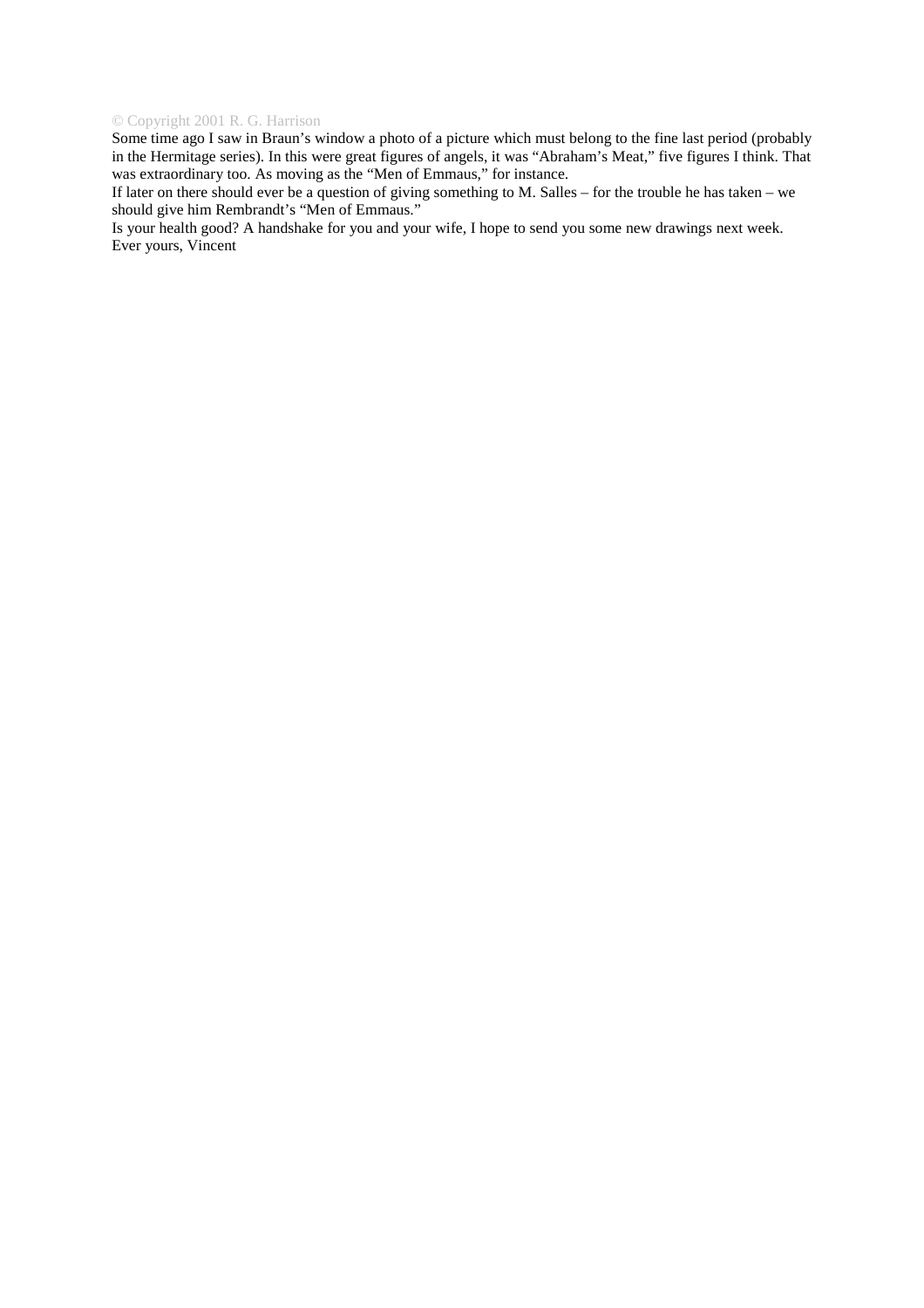© Copyright 2001 R. G. Harrison

Some time ago I saw in Braun's window a photo of a picture which must belong to the fine last period (probably in the Hermitage series). In this were great figures of angels, it was "Abraham's Meat," five figures I think. That was extraordinary too. As moving as the "Men of Emmaus," for instance.

If later on there should ever be a question of giving something to M. Salles – for the trouble he has taken – we should give him Rembrandt's "Men of Emmaus."

Is your health good? A handshake for you and your wife, I hope to send you some new drawings next week.

Ever yours, Vincent